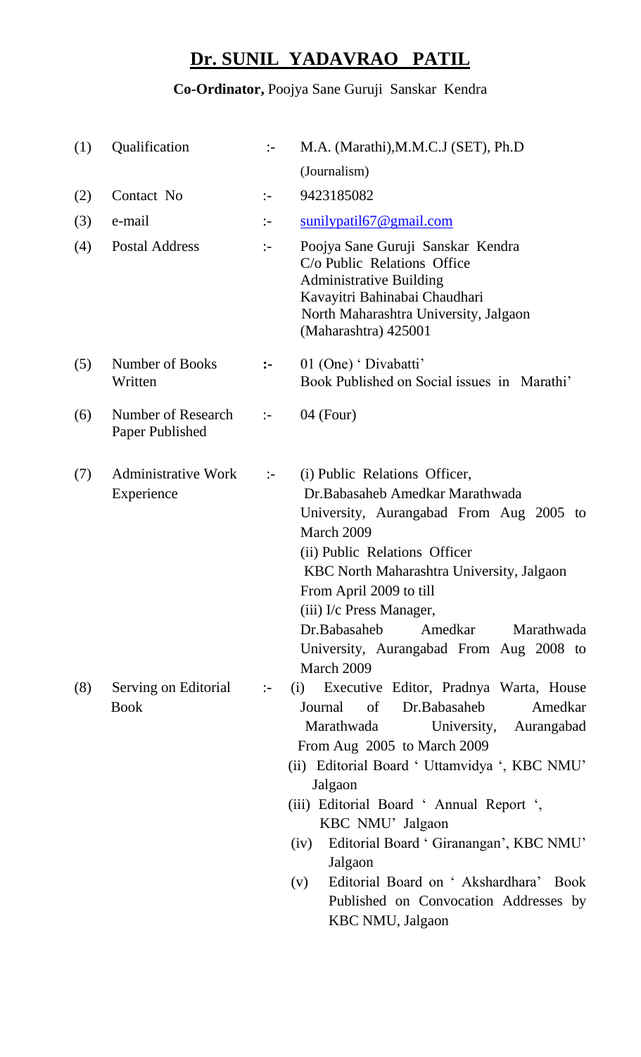# Dr. SUNIL YADAVRAO PATIL

**Co-Ordinator,** Poojya Sane Guruji Sanskar Kendra

| | | | |
|---|---|---|---|
| (1) | Qualification | :- | M.A. (Marathi),M.M.C.J (SET), Ph.D (Journalism) |
| (2) | Contact No | :- | 9423185082 |
| (3) | e-mail | :- | sunilypatil67@gmail.com |
| (4) | Postal Address | :- | Poojya Sane Guruji Sanskar Kendra<br>C/o Public Relations Office<br>Administrative Building<br>Kavayitri Bahinabai Chaudhari<br>North Maharashtra University, Jalgaon<br>(Maharashtra) 425001 |
| (5) | Number of Books Written | :- | 01 (One) ' Divabatti'<br>Book Published on Social issues in Marathi' |
| (6) | Number of Research Paper Published | :- | 04 (Four) |
| (7) | Administrative Work Experience | :- | (i) Public Relations Officer, Dr.Babasaheb Amedkar Marathwada University, Aurangabad From Aug 2005 to March 2009<br>(ii) Public Relations Officer KBC North Maharashtra University, Jalgaon From April 2009 to till<br>(iii) I/c Press Manager, Dr.Babasaheb Amedkar Marathwada University, Aurangabad From Aug 2008 to March 2009 |
| (8) | Serving on Editorial Book | :- | (i) Executive Editor, Pradnya Warta, House Journal of Dr.Babasaheb Amedkar Marathwada University, Aurangabad From Aug 2005 to March 2009<br>(ii) Editorial Board ' Uttamvidya ', KBC NMU' Jalgaon<br>(iii) Editorial Board ' Annual Report ', KBC NMU' Jalgaon<br>(iv) Editorial Board ' Giranangan', KBC NMU' Jalgaon<br>(v) Editorial Board on ' Akshardhara' Book Published on Convocation Addresses by KBC NMU, Jalgaon |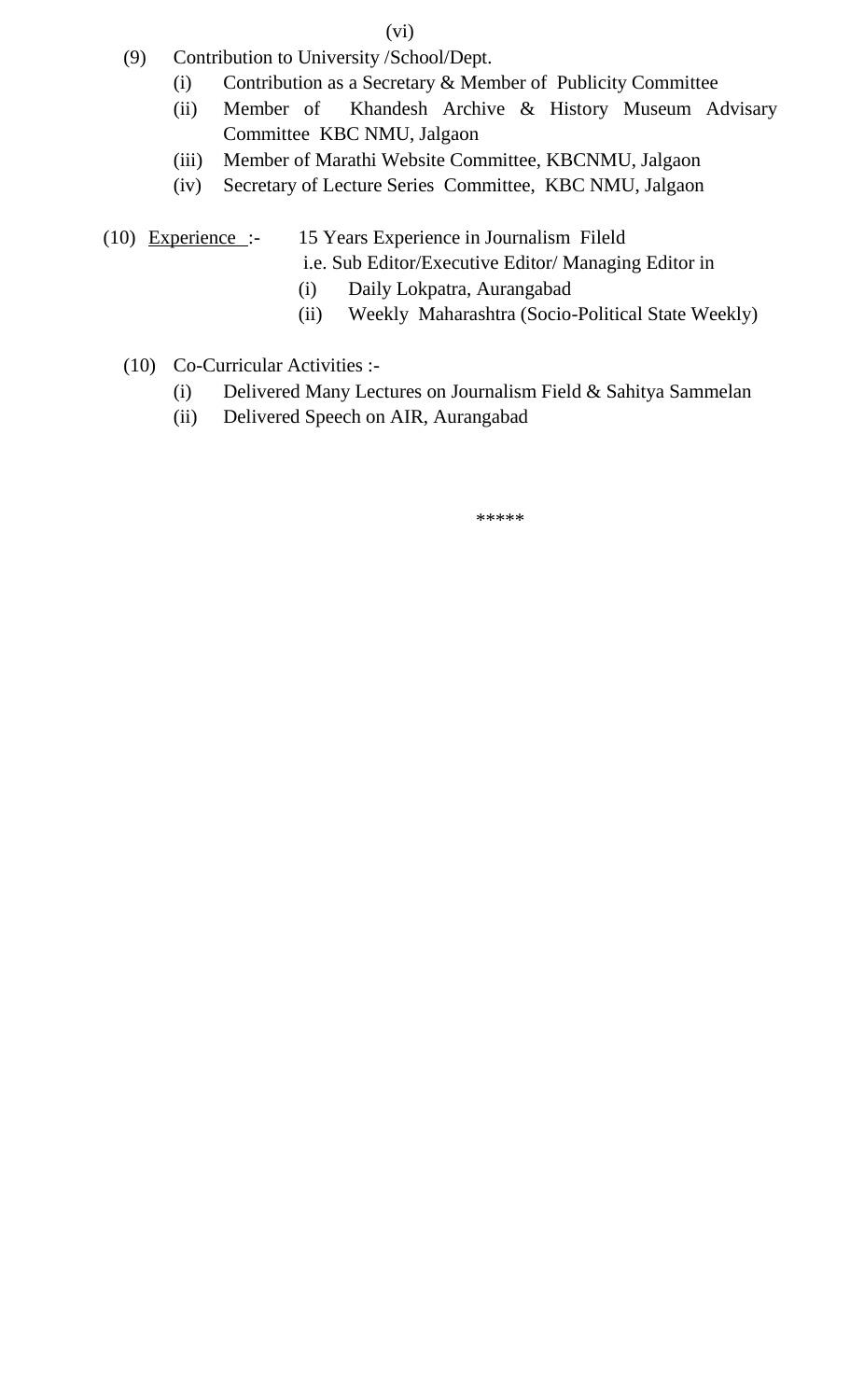(9) Contribution to University /School/Dept.

   (i) Contribution as a Secretary & Member of Publicity Committee
   (ii) Member of Khandesh Archive & History Museum Advisary Committee KBC NMU, Jalgaon
   (iii) Member of Marathi Website Committee, KBCNMU, Jalgaon
   (iv) Secretary of Lecture Series Committee, KBC NMU, Jalgaon

(10) Experience :- 15 Years Experience in Journalism Fileld i.e. Sub Editor/Executive Editor/ Managing Editor in

   (i) Daily Lokpatra, Aurangabad
   (ii) Weekly Maharashtra (Socio-Political State Weekly)

(10) Co-Curricular Activities :-

   (i) Delivered Many Lectures on Journalism Field & Sahitya Sammelan
   (ii) Delivered Speech on AIR, Aurangabad

*****